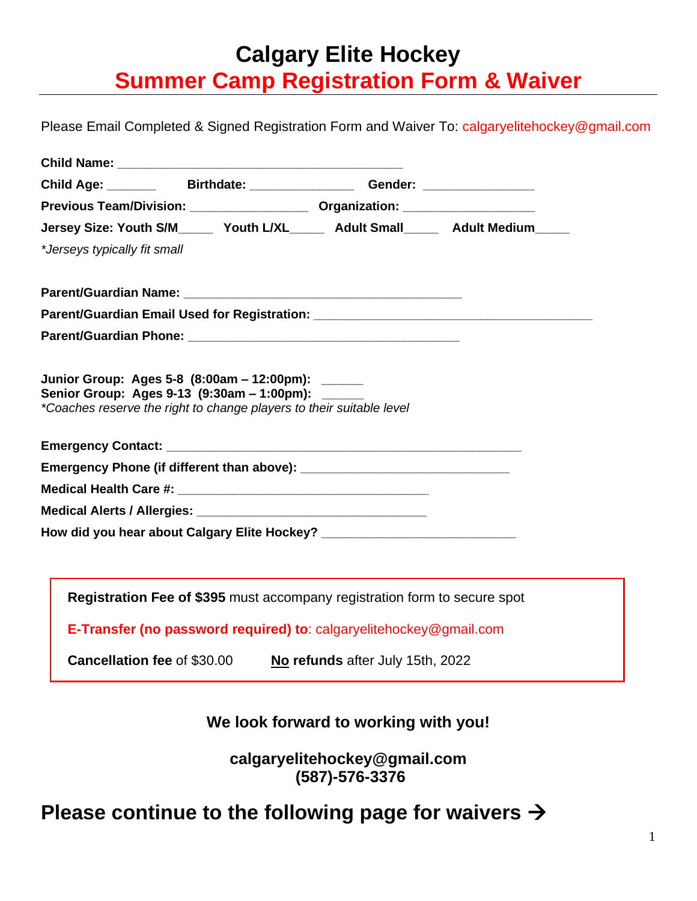# Calgary Elite Hockey
## Summer Camp Registration Form & Waiver

Please Email Completed & Signed Registration Form and Waiver To: calgaryelitehockey@gmail.com

**Child Name:** ___________________________________________

**Child Age:** _______ **Birthdate:** _______________ **Gender:** ________________

**Previous Team/Division:** _________________ **Organization:** ___________________

**Jersey Size: Youth S/M**_____ **Youth L/XL**_____ **Adult Small**_____ **Adult Medium**_____

*\*Jerseys typically fit small*

**Parent/Guardian Name:** __________________________________________

**Parent/Guardian Email Used for Registration:** __________________________________________

**Parent/Guardian Phone:** _________________________________________

**Junior Group: Ages 5-8 (8:00am – 12:00pm):** ______
**Senior Group: Ages 9-13 (9:30am – 1:00pm):** ______
*\*Coaches reserve the right to change players to their suitable level*

**Emergency Contact:** ______________________________________________________

**Emergency Phone (if different than above):** _______________________________

**Medical Health Care #:** _____________________________________

**Medical Alerts / Allergies:** __________________________________

**How did you hear about Calgary Elite Hockey?** ____________________________

**Registration Fee of $395** must accompany registration form to secure spot

**E-Transfer (no password required) to**: calgaryelitehockey@gmail.com

**Cancellation fee** of $30.00 **No refunds** after July 15th, 2022

**We look forward to working with you!**

**calgaryelitehockey@gmail.com**
**(587)-576-3376**

## Please continue to the following page for waivers →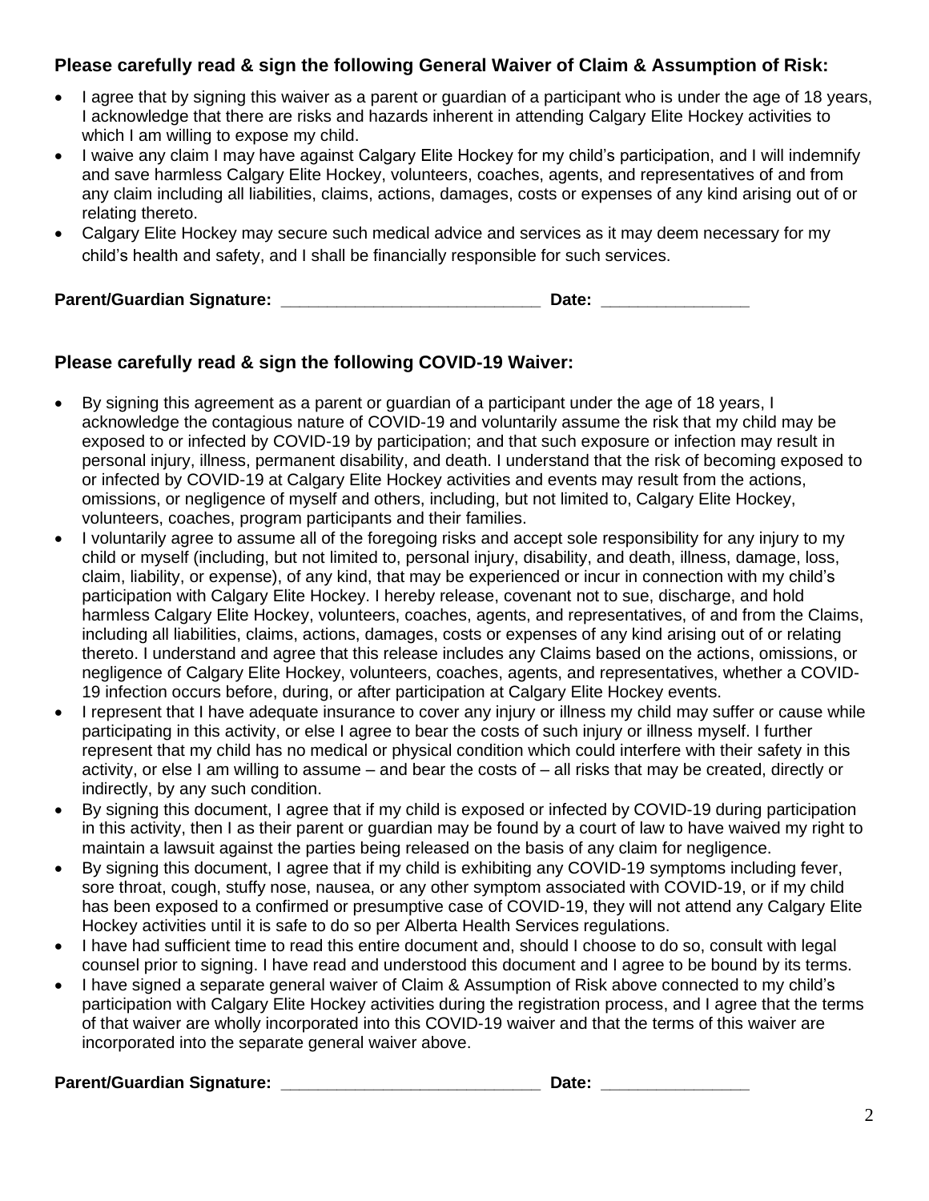## Please carefully read & sign the following General Waiver of Claim & Assumption of Risk:

- I agree that by signing this waiver as a parent or guardian of a participant who is under the age of 18 years, I acknowledge that there are risks and hazards inherent in attending Calgary Elite Hockey activities to which I am willing to expose my child.
- I waive any claim I may have against Calgary Elite Hockey for my child's participation, and I will indemnify and save harmless Calgary Elite Hockey, volunteers, coaches, agents, and representatives of and from any claim including all liabilities, claims, actions, damages, costs or expenses of any kind arising out of or relating thereto.
- Calgary Elite Hockey may secure such medical advice and services as it may deem necessary for my child's health and safety, and I shall be financially responsible for such services.

**Parent/Guardian Signature:** ____________________________ **Date:** ________________

## Please carefully read & sign the following COVID-19 Waiver:

- By signing this agreement as a parent or guardian of a participant under the age of 18 years, I acknowledge the contagious nature of COVID-19 and voluntarily assume the risk that my child may be exposed to or infected by COVID-19 by participation; and that such exposure or infection may result in personal injury, illness, permanent disability, and death. I understand that the risk of becoming exposed to or infected by COVID-19 at Calgary Elite Hockey activities and events may result from the actions, omissions, or negligence of myself and others, including, but not limited to, Calgary Elite Hockey, volunteers, coaches, program participants and their families.
- I voluntarily agree to assume all of the foregoing risks and accept sole responsibility for any injury to my child or myself (including, but not limited to, personal injury, disability, and death, illness, damage, loss, claim, liability, or expense), of any kind, that may be experienced or incur in connection with my child's participation with Calgary Elite Hockey. I hereby release, covenant not to sue, discharge, and hold harmless Calgary Elite Hockey, volunteers, coaches, agents, and representatives, of and from the Claims, including all liabilities, claims, actions, damages, costs or expenses of any kind arising out of or relating thereto. I understand and agree that this release includes any Claims based on the actions, omissions, or negligence of Calgary Elite Hockey, volunteers, coaches, agents, and representatives, whether a COVID-19 infection occurs before, during, or after participation at Calgary Elite Hockey events.
- I represent that I have adequate insurance to cover any injury or illness my child may suffer or cause while participating in this activity, or else I agree to bear the costs of such injury or illness myself. I further represent that my child has no medical or physical condition which could interfere with their safety in this activity, or else I am willing to assume – and bear the costs of – all risks that may be created, directly or indirectly, by any such condition.
- By signing this document, I agree that if my child is exposed or infected by COVID-19 during participation in this activity, then I as their parent or guardian may be found by a court of law to have waived my right to maintain a lawsuit against the parties being released on the basis of any claim for negligence.
- By signing this document, I agree that if my child is exhibiting any COVID-19 symptoms including fever, sore throat, cough, stuffy nose, nausea, or any other symptom associated with COVID-19, or if my child has been exposed to a confirmed or presumptive case of COVID-19, they will not attend any Calgary Elite Hockey activities until it is safe to do so per Alberta Health Services regulations.
- I have had sufficient time to read this entire document and, should I choose to do so, consult with legal counsel prior to signing. I have read and understood this document and I agree to be bound by its terms.
- I have signed a separate general waiver of Claim & Assumption of Risk above connected to my child's participation with Calgary Elite Hockey activities during the registration process, and I agree that the terms of that waiver are wholly incorporated into this COVID-19 waiver and that the terms of this waiver are incorporated into the separate general waiver above.

**Parent/Guardian Signature:** ____________________________ **Date:** ________________